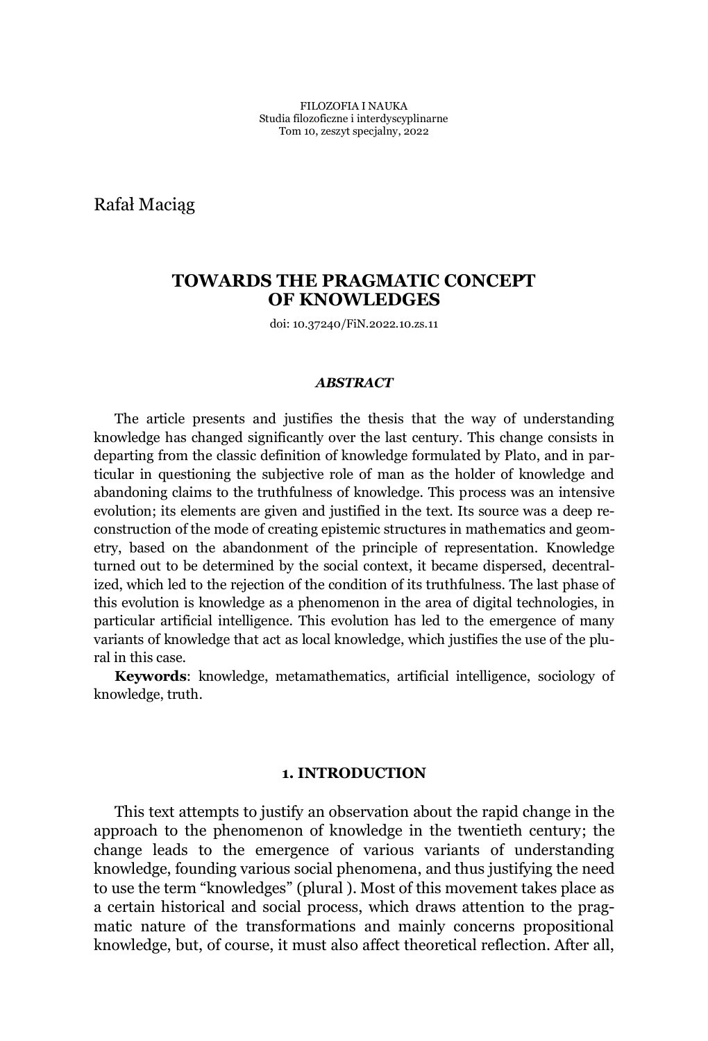FILOZOFIA I NAUKA
Studia filozoficzne i interdyscyplinarne
Tom 10, zeszyt specjalny, 2022

Rafał Maciąg

# TOWARDS THE PRAGMATIC CONCEPT OF KNOWLEDGES

doi: 10.37240/FiN.2022.10.zs.11

### *ABSTRACT*

The article presents and justifies the thesis that the way of understanding knowledge has changed significantly over the last century. This change consists in departing from the classic definition of knowledge formulated by Plato, and in particular in questioning the subjective role of man as the holder of knowledge and abandoning claims to the truthfulness of knowledge. This process was an intensive evolution; its elements are given and justified in the text. Its source was a deep reconstruction of the mode of creating epistemic structures in mathematics and geometry, based on the abandonment of the principle of representation. Knowledge turned out to be determined by the social context, it became dispersed, decentralized, which led to the rejection of the condition of its truthfulness. The last phase of this evolution is knowledge as a phenomenon in the area of digital technologies, in particular artificial intelligence. This evolution has led to the emergence of many variants of knowledge that act as local knowledge, which justifies the use of the plural in this case.

**Keywords**: knowledge, metamathematics, artificial intelligence, sociology of knowledge, truth.

## 1. INTRODUCTION

This text attempts to justify an observation about the rapid change in the approach to the phenomenon of knowledge in the twentieth century; the change leads to the emergence of various variants of understanding knowledge, founding various social phenomena, and thus justifying the need to use the term "knowledges" (plural ). Most of this movement takes place as a certain historical and social process, which draws attention to the pragmatic nature of the transformations and mainly concerns propositional knowledge, but, of course, it must also affect theoretical reflection. After all,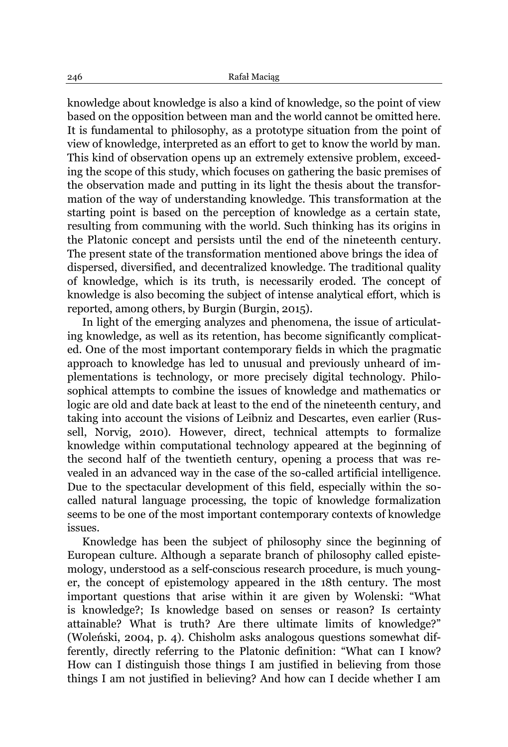knowledge about knowledge is also a kind of knowledge, so the point of view based on the opposition between man and the world cannot be omitted here. It is fundamental to philosophy, as a prototype situation from the point of view of knowledge, interpreted as an effort to get to know the world by man. This kind of observation opens up an extremely extensive problem, exceeding the scope of this study, which focuses on gathering the basic premises of the observation made and putting in its light the thesis about the transformation of the way of understanding knowledge. This transformation at the starting point is based on the perception of knowledge as a certain state, resulting from communing with the world. Such thinking has its origins in the Platonic concept and persists until the end of the nineteenth century. The present state of the transformation mentioned above brings the idea of dispersed, diversified, and decentralized knowledge. The traditional quality of knowledge, which is its truth, is necessarily eroded. The concept of knowledge is also becoming the subject of intense analytical effort, which is reported, among others, by Burgin (Burgin, 2015).

In light of the emerging analyzes and phenomena, the issue of articulating knowledge, as well as its retention, has become significantly complicated. One of the most important contemporary fields in which the pragmatic approach to knowledge has led to unusual and previously unheard of implementations is technology, or more precisely digital technology. Philosophical attempts to combine the issues of knowledge and mathematics or logic are old and date back at least to the end of the nineteenth century, and taking into account the visions of Leibniz and Descartes, even earlier (Russell, Norvig, 2010). However, direct, technical attempts to formalize knowledge within computational technology appeared at the beginning of the second half of the twentieth century, opening a process that was revealed in an advanced way in the case of the so-called artificial intelligence. Due to the spectacular development of this field, especially within the so-called natural language processing, the topic of knowledge formalization seems to be one of the most important contemporary contexts of knowledge issues.

Knowledge has been the subject of philosophy since the beginning of European culture. Although a separate branch of philosophy called epistemology, understood as a self-conscious research procedure, is much younger, the concept of epistemology appeared in the 18th century. The most important questions that arise within it are given by Wolenski: "What is knowledge?; Is knowledge based on senses or reason? Is certainty attainable? What is truth? Are there ultimate limits of knowledge?" (Woleński, 2004, p. 4). Chisholm asks analogous questions somewhat differently, directly referring to the Platonic definition: "What can I know? How can I distinguish those things I am justified in believing from those things I am not justified in believing? And how can I decide whether I am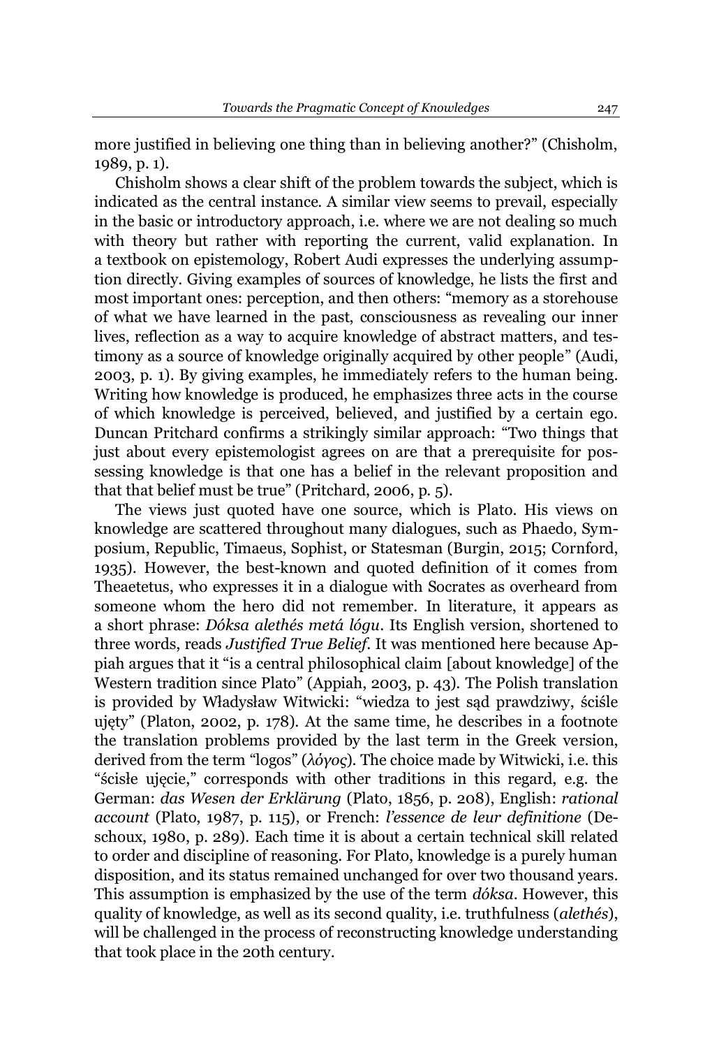more justified in believing one thing than in believing another?" (Chisholm, 1989, p. 1).

Chisholm shows a clear shift of the problem towards the subject, which is indicated as the central instance. A similar view seems to prevail, especially in the basic or introductory approach, i.e. where we are not dealing so much with theory but rather with reporting the current, valid explanation. In a textbook on epistemology, Robert Audi expresses the underlying assumption directly. Giving examples of sources of knowledge, he lists the first and most important ones: perception, and then others: "memory as a storehouse of what we have learned in the past, consciousness as revealing our inner lives, reflection as a way to acquire knowledge of abstract matters, and testimony as a source of knowledge originally acquired by other people" (Audi, 2003, p. 1). By giving examples, he immediately refers to the human being. Writing how knowledge is produced, he emphasizes three acts in the course of which knowledge is perceived, believed, and justified by a certain ego. Duncan Pritchard confirms a strikingly similar approach: "Two things that just about every epistemologist agrees on are that a prerequisite for possessing knowledge is that one has a belief in the relevant proposition and that that belief must be true" (Pritchard, 2006, p. 5).

The views just quoted have one source, which is Plato. His views on knowledge are scattered throughout many dialogues, such as Phaedo, Symposium, Republic, Timaeus, Sophist, or Statesman (Burgin, 2015; Cornford, 1935). However, the best-known and quoted definition of it comes from Theaetetus, who expresses it in a dialogue with Socrates as overheard from someone whom the hero did not remember. In literature, it appears as a short phrase: *Dóksa alethés metá lógu*. Its English version, shortened to three words, reads *Justified True Belief*. It was mentioned here because Appiah argues that it "is a central philosophical claim [about knowledge] of the Western tradition since Plato" (Appiah, 2003, p. 43). The Polish translation is provided by Władysław Witwicki: "wiedza to jest sąd prawdziwy, ściśle ujęty" (Platon, 2002, p. 178). At the same time, he describes in a footnote the translation problems provided by the last term in the Greek version, derived from the term "logos" (*λόγος*). The choice made by Witwicki, i.e. this "ścisłe ujęcie," corresponds with other traditions in this regard, e.g. the German: *das Wesen der Erklärung* (Plato, 1856, p. 208), English: *rational account* (Plato, 1987, p. 115), or French: *l'essence de leur definitione* (Deschoux, 1980, p. 289). Each time it is about a certain technical skill related to order and discipline of reasoning. For Plato, knowledge is a purely human disposition, and its status remained unchanged for over two thousand years. This assumption is emphasized by the use of the term *dóksa*. However, this quality of knowledge, as well as its second quality, i.e. truthfulness (*alethés*), will be challenged in the process of reconstructing knowledge understanding that took place in the 20th century.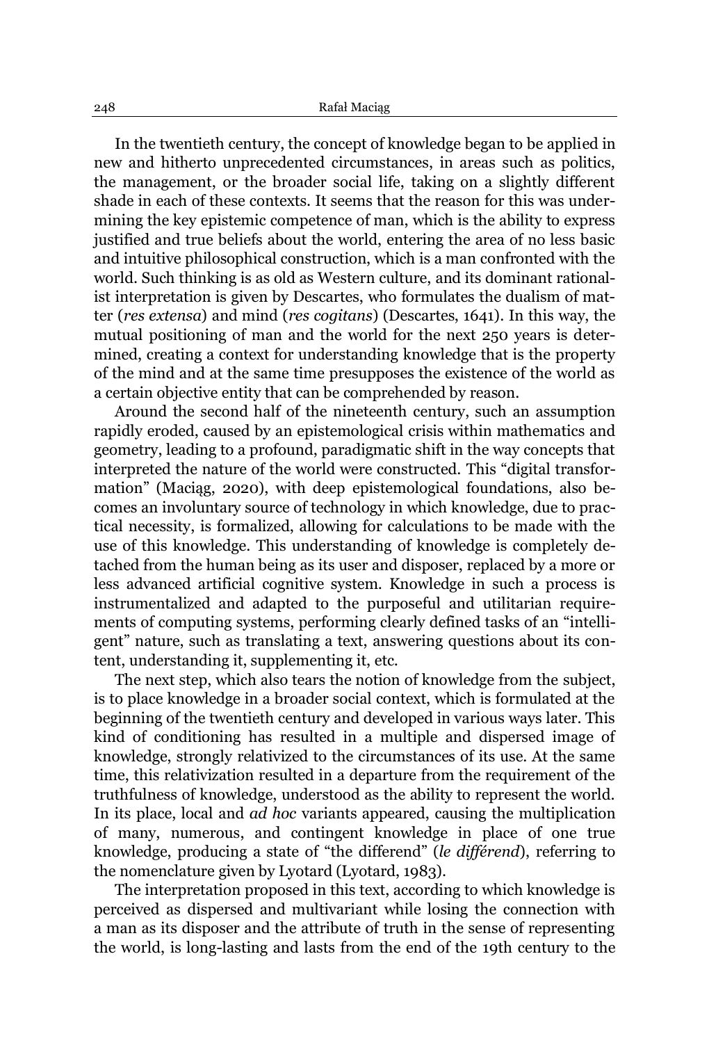In the twentieth century, the concept of knowledge began to be applied in new and hitherto unprecedented circumstances, in areas such as politics, the management, or the broader social life, taking on a slightly different shade in each of these contexts. It seems that the reason for this was undermining the key epistemic competence of man, which is the ability to express justified and true beliefs about the world, entering the area of no less basic and intuitive philosophical construction, which is a man confronted with the world. Such thinking is as old as Western culture, and its dominant rationalist interpretation is given by Descartes, who formulates the dualism of matter (*res extensa*) and mind (*res cogitans*) (Descartes, 1641). In this way, the mutual positioning of man and the world for the next 250 years is determined, creating a context for understanding knowledge that is the property of the mind and at the same time presupposes the existence of the world as a certain objective entity that can be comprehended by reason.

Around the second half of the nineteenth century, such an assumption rapidly eroded, caused by an epistemological crisis within mathematics and geometry, leading to a profound, paradigmatic shift in the way concepts that interpreted the nature of the world were constructed. This "digital transformation" (Maciąg, 2020), with deep epistemological foundations, also becomes an involuntary source of technology in which knowledge, due to practical necessity, is formalized, allowing for calculations to be made with the use of this knowledge. This understanding of knowledge is completely detached from the human being as its user and disposer, replaced by a more or less advanced artificial cognitive system. Knowledge in such a process is instrumentalized and adapted to the purposeful and utilitarian requirements of computing systems, performing clearly defined tasks of an "intelligent" nature, such as translating a text, answering questions about its content, understanding it, supplementing it, etc.

The next step, which also tears the notion of knowledge from the subject, is to place knowledge in a broader social context, which is formulated at the beginning of the twentieth century and developed in various ways later. This kind of conditioning has resulted in a multiple and dispersed image of knowledge, strongly relativized to the circumstances of its use. At the same time, this relativization resulted in a departure from the requirement of the truthfulness of knowledge, understood as the ability to represent the world. In its place, local and *ad hoc* variants appeared, causing the multiplication of many, numerous, and contingent knowledge in place of one true knowledge, producing a state of "the differend" (*le différend*), referring to the nomenclature given by Lyotard (Lyotard, 1983).

The interpretation proposed in this text, according to which knowledge is perceived as dispersed and multivariant while losing the connection with a man as its disposer and the attribute of truth in the sense of representing the world, is long-lasting and lasts from the end of the 19th century to the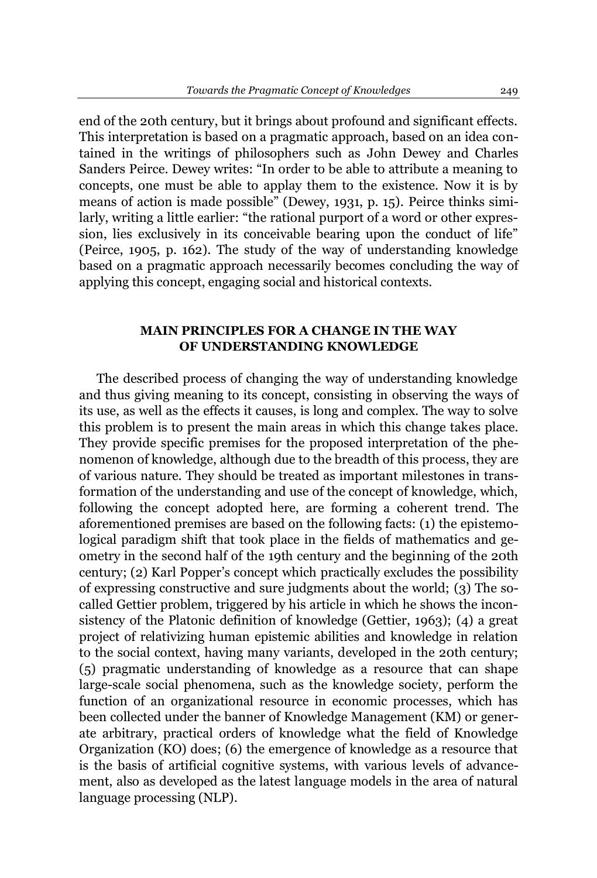end of the 20th century, but it brings about profound and significant effects. This interpretation is based on a pragmatic approach, based on an idea contained in the writings of philosophers such as John Dewey and Charles Sanders Peirce. Dewey writes: "In order to be able to attribute a meaning to concepts, one must be able to applay them to the existence. Now it is by means of action is made possible" (Dewey, 1931, p. 15). Peirce thinks similarly, writing a little earlier: "the rational purport of a word or other expression, lies exclusively in its conceivable bearing upon the conduct of life" (Peirce, 1905, p. 162). The study of the way of understanding knowledge based on a pragmatic approach necessarily becomes concluding the way of applying this concept, engaging social and historical contexts.

## MAIN PRINCIPLES FOR A CHANGE IN THE WAY OF UNDERSTANDING KNOWLEDGE

The described process of changing the way of understanding knowledge and thus giving meaning to its concept, consisting in observing the ways of its use, as well as the effects it causes, is long and complex. The way to solve this problem is to present the main areas in which this change takes place. They provide specific premises for the proposed interpretation of the phenomenon of knowledge, although due to the breadth of this process, they are of various nature. They should be treated as important milestones in transformation of the understanding and use of the concept of knowledge, which, following the concept adopted here, are forming a coherent trend. The aforementioned premises are based on the following facts: (1) the epistemological paradigm shift that took place in the fields of mathematics and geometry in the second half of the 19th century and the beginning of the 20th century; (2) Karl Popper's concept which practically excludes the possibility of expressing constructive and sure judgments about the world; (3) The so-called Gettier problem, triggered by his article in which he shows the inconsistency of the Platonic definition of knowledge (Gettier, 1963); (4) a great project of relativizing human epistemic abilities and knowledge in relation to the social context, having many variants, developed in the 20th century; (5) pragmatic understanding of knowledge as a resource that can shape large-scale social phenomena, such as the knowledge society, perform the function of an organizational resource in economic processes, which has been collected under the banner of Knowledge Management (KM) or generate arbitrary, practical orders of knowledge what the field of Knowledge Organization (KO) does; (6) the emergence of knowledge as a resource that is the basis of artificial cognitive systems, with various levels of advancement, also as developed as the latest language models in the area of natural language processing (NLP).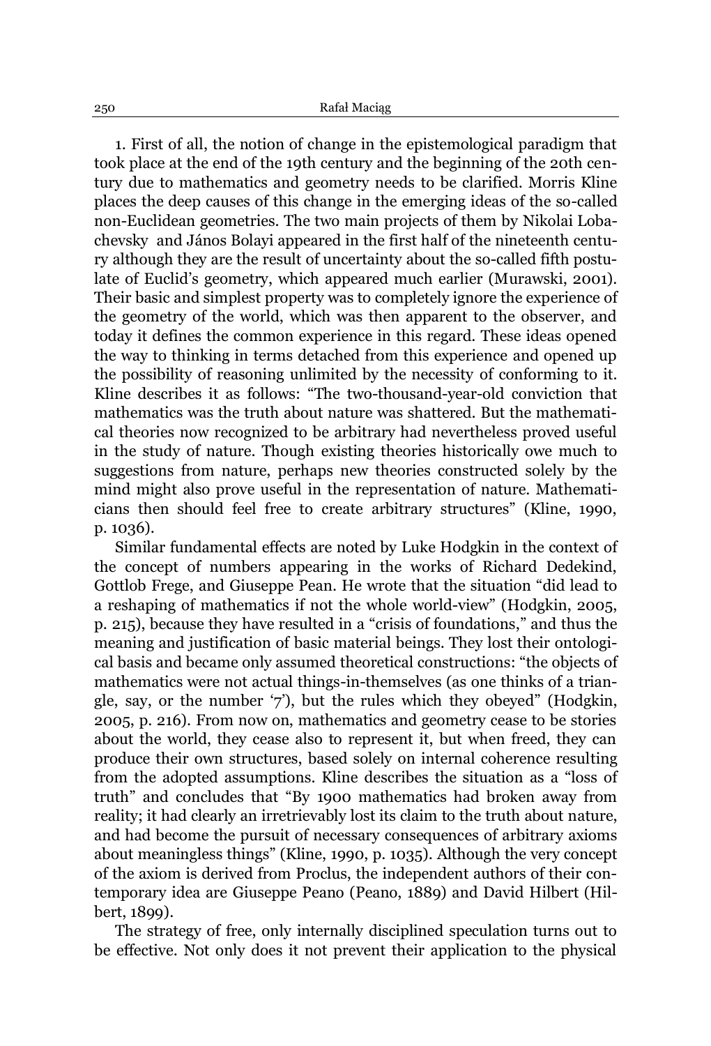1. First of all, the notion of change in the epistemological paradigm that took place at the end of the 19th century and the beginning of the 20th century due to mathematics and geometry needs to be clarified. Morris Kline places the deep causes of this change in the emerging ideas of the so-called non-Euclidean geometries. The two main projects of them by Nikolai Lobachevsky and János Bolayi appeared in the first half of the nineteenth century although they are the result of uncertainty about the so-called fifth postulate of Euclid's geometry, which appeared much earlier (Murawski, 2001). Their basic and simplest property was to completely ignore the experience of the geometry of the world, which was then apparent to the observer, and today it defines the common experience in this regard. These ideas opened the way to thinking in terms detached from this experience and opened up the possibility of reasoning unlimited by the necessity of conforming to it. Kline describes it as follows: "The two-thousand-year-old conviction that mathematics was the truth about nature was shattered. But the mathematical theories now recognized to be arbitrary had nevertheless proved useful in the study of nature. Though existing theories historically owe much to suggestions from nature, perhaps new theories constructed solely by the mind might also prove useful in the representation of nature. Mathematicians then should feel free to create arbitrary structures" (Kline, 1990, p. 1036).

Similar fundamental effects are noted by Luke Hodgkin in the context of the concept of numbers appearing in the works of Richard Dedekind, Gottlob Frege, and Giuseppe Pean. He wrote that the situation "did lead to a reshaping of mathematics if not the whole world-view" (Hodgkin, 2005, p. 215), because they have resulted in a "crisis of foundations," and thus the meaning and justification of basic material beings. They lost their ontological basis and became only assumed theoretical constructions: "the objects of mathematics were not actual things-in-themselves (as one thinks of a triangle, say, or the number '7'), but the rules which they obeyed" (Hodgkin, 2005, p. 216). From now on, mathematics and geometry cease to be stories about the world, they cease also to represent it, but when freed, they can produce their own structures, based solely on internal coherence resulting from the adopted assumptions. Kline describes the situation as a "loss of truth" and concludes that "By 1900 mathematics had broken away from reality; it had clearly an irretrievably lost its claim to the truth about nature, and had become the pursuit of necessary consequences of arbitrary axioms about meaningless things" (Kline, 1990, p. 1035). Although the very concept of the axiom is derived from Proclus, the independent authors of their contemporary idea are Giuseppe Peano (Peano, 1889) and David Hilbert (Hilbert, 1899).

The strategy of free, only internally disciplined speculation turns out to be effective. Not only does it not prevent their application to the physical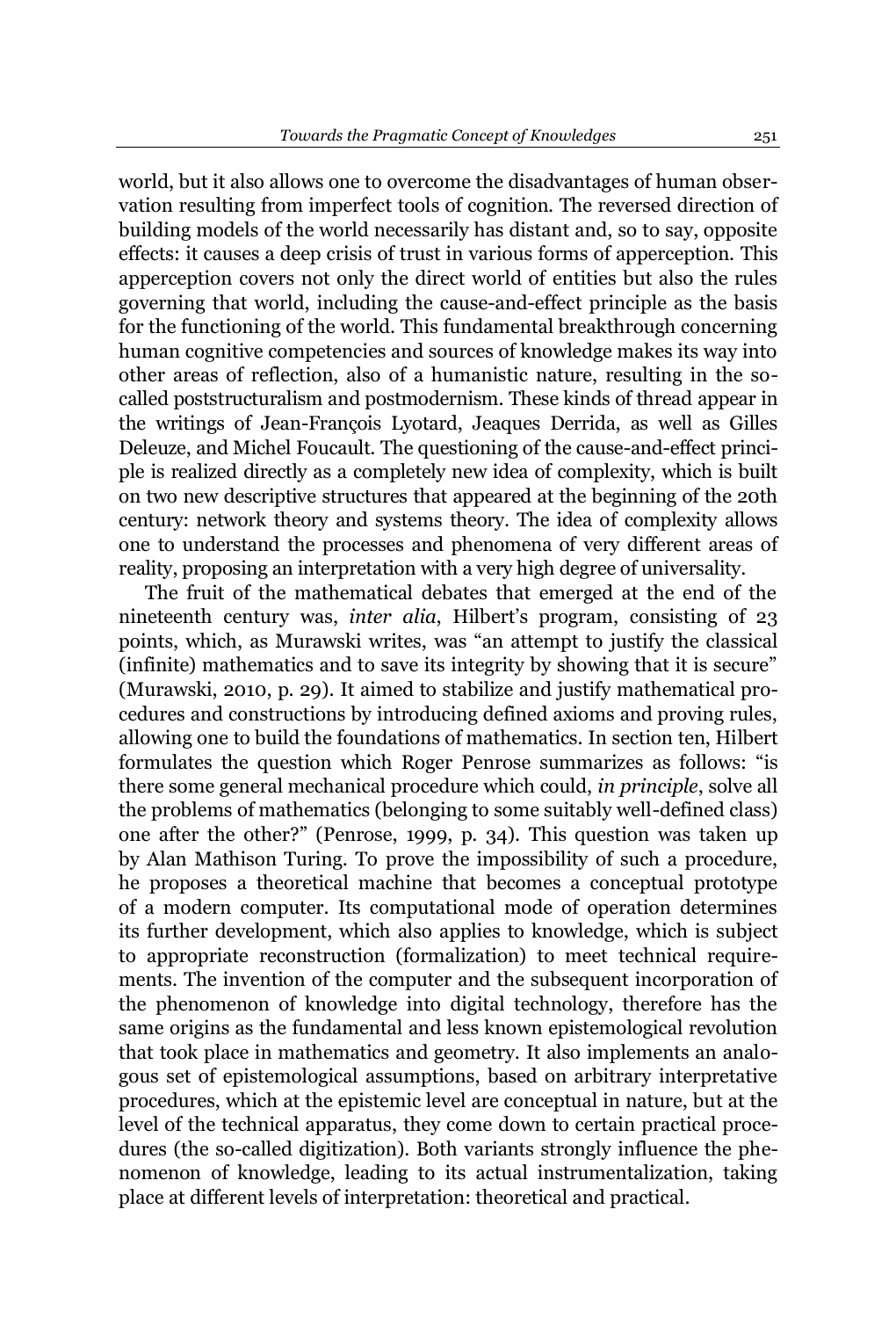world, but it also allows one to overcome the disadvantages of human observation resulting from imperfect tools of cognition. The reversed direction of building models of the world necessarily has distant and, so to say, opposite effects: it causes a deep crisis of trust in various forms of apperception. This apperception covers not only the direct world of entities but also the rules governing that world, including the cause-and-effect principle as the basis for the functioning of the world. This fundamental breakthrough concerning human cognitive competencies and sources of knowledge makes its way into other areas of reflection, also of a humanistic nature, resulting in the so-called poststructuralism and postmodernism. These kinds of thread appear in the writings of Jean-François Lyotard, Jeaques Derrida, as well as Gilles Deleuze, and Michel Foucault. The questioning of the cause-and-effect principle is realized directly as a completely new idea of complexity, which is built on two new descriptive structures that appeared at the beginning of the 20th century: network theory and systems theory. The idea of complexity allows one to understand the processes and phenomena of very different areas of reality, proposing an interpretation with a very high degree of universality.

The fruit of the mathematical debates that emerged at the end of the nineteenth century was, *inter alia*, Hilbert's program, consisting of 23 points, which, as Murawski writes, was "an attempt to justify the classical (infinite) mathematics and to save its integrity by showing that it is secure" (Murawski, 2010, p. 29). It aimed to stabilize and justify mathematical procedures and constructions by introducing defined axioms and proving rules, allowing one to build the foundations of mathematics. In section ten, Hilbert formulates the question which Roger Penrose summarizes as follows: "is there some general mechanical procedure which could, *in principle*, solve all the problems of mathematics (belonging to some suitably well-defined class) one after the other?" (Penrose, 1999, p. 34). This question was taken up by Alan Mathison Turing. To prove the impossibility of such a procedure, he proposes a theoretical machine that becomes a conceptual prototype of a modern computer. Its computational mode of operation determines its further development, which also applies to knowledge, which is subject to appropriate reconstruction (formalization) to meet technical requirements. The invention of the computer and the subsequent incorporation of the phenomenon of knowledge into digital technology, therefore has the same origins as the fundamental and less known epistemological revolution that took place in mathematics and geometry. It also implements an analogous set of epistemological assumptions, based on arbitrary interpretative procedures, which at the epistemic level are conceptual in nature, but at the level of the technical apparatus, they come down to certain practical procedures (the so-called digitization). Both variants strongly influence the phenomenon of knowledge, leading to its actual instrumentalization, taking place at different levels of interpretation: theoretical and practical.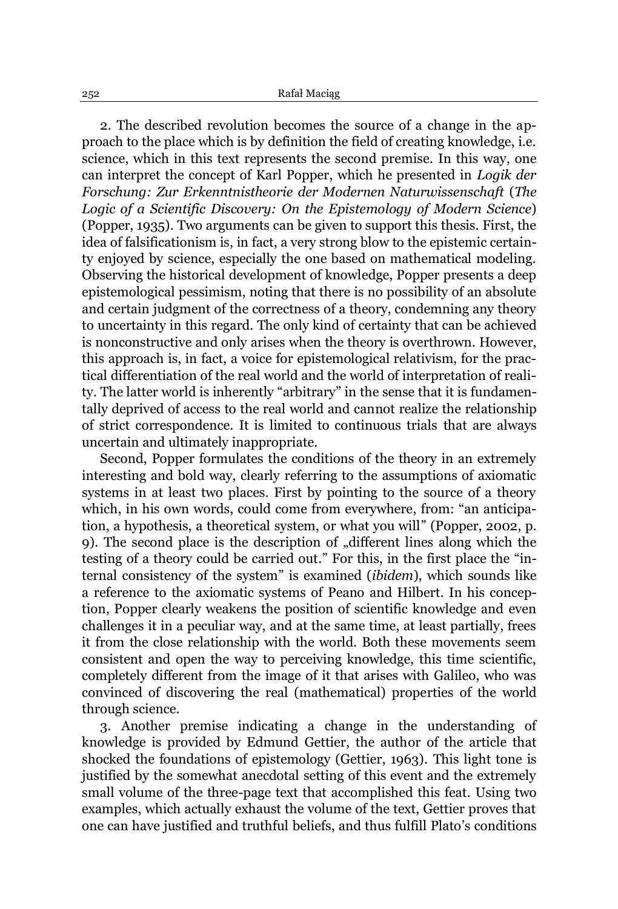2. The described revolution becomes the source of a change in the approach to the place which is by definition the field of creating knowledge, i.e. science, which in this text represents the second premise. In this way, one can interpret the concept of Karl Popper, which he presented in *Logik der Forschung: Zur Erkenntnistheorie der Modernen Naturwissenschaft* (*The Logic of a Scientific Discovery: On the Epistemology of Modern Science*) (Popper, 1935). Two arguments can be given to support this thesis. First, the idea of falsificationism is, in fact, a very strong blow to the epistemic certainty enjoyed by science, especially the one based on mathematical modeling. Observing the historical development of knowledge, Popper presents a deep epistemological pessimism, noting that there is no possibility of an absolute and certain judgment of the correctness of a theory, condemning any theory to uncertainty in this regard. The only kind of certainty that can be achieved is nonconstructive and only arises when the theory is overthrown. However, this approach is, in fact, a voice for epistemological relativism, for the practical differentiation of the real world and the world of interpretation of reality. The latter world is inherently "arbitrary" in the sense that it is fundamentally deprived of access to the real world and cannot realize the relationship of strict correspondence. It is limited to continuous trials that are always uncertain and ultimately inappropriate.

Second, Popper formulates the conditions of the theory in an extremely interesting and bold way, clearly referring to the assumptions of axiomatic systems in at least two places. First by pointing to the source of a theory which, in his own words, could come from everywhere, from: "an anticipation, a hypothesis, a theoretical system, or what you will" (Popper, 2002, p. 9). The second place is the description of „different lines along which the testing of a theory could be carried out." For this, in the first place the "internal consistency of the system" is examined (*ibidem*), which sounds like a reference to the axiomatic systems of Peano and Hilbert. In his conception, Popper clearly weakens the position of scientific knowledge and even challenges it in a peculiar way, and at the same time, at least partially, frees it from the close relationship with the world. Both these movements seem consistent and open the way to perceiving knowledge, this time scientific, completely different from the image of it that arises with Galileo, who was convinced of discovering the real (mathematical) properties of the world through science.

3. Another premise indicating a change in the understanding of knowledge is provided by Edmund Gettier, the author of the article that shocked the foundations of epistemology (Gettier, 1963). This light tone is justified by the somewhat anecdotal setting of this event and the extremely small volume of the three-page text that accomplished this feat. Using two examples, which actually exhaust the volume of the text, Gettier proves that one can have justified and truthful beliefs, and thus fulfill Plato's conditions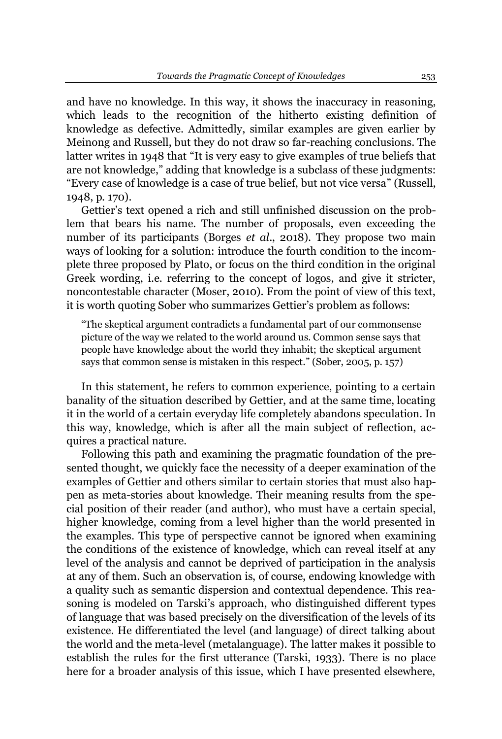and have no knowledge. In this way, it shows the inaccuracy in reasoning, which leads to the recognition of the hitherto existing definition of knowledge as defective. Admittedly, similar examples are given earlier by Meinong and Russell, but they do not draw so far-reaching conclusions. The latter writes in 1948 that "It is very easy to give examples of true beliefs that are not knowledge," adding that knowledge is a subclass of these judgments: "Every case of knowledge is a case of true belief, but not vice versa" (Russell, 1948, p. 170).

Gettier's text opened a rich and still unfinished discussion on the problem that bears his name. The number of proposals, even exceeding the number of its participants (Borges *et al*., 2018). They propose two main ways of looking for a solution: introduce the fourth condition to the incomplete three proposed by Plato, or focus on the third condition in the original Greek wording, i.e. referring to the concept of logos, and give it stricter, noncontestable character (Moser, 2010). From the point of view of this text, it is worth quoting Sober who summarizes Gettier's problem as follows:

> "The skeptical argument contradicts a fundamental part of our commonsense picture of the way we related to the world around us. Common sense says that people have knowledge about the world they inhabit; the skeptical argument says that common sense is mistaken in this respect." (Sober, 2005, p. 157)

In this statement, he refers to common experience, pointing to a certain banality of the situation described by Gettier, and at the same time, locating it in the world of a certain everyday life completely abandons speculation. In this way, knowledge, which is after all the main subject of reflection, acquires a practical nature.

Following this path and examining the pragmatic foundation of the presented thought, we quickly face the necessity of a deeper examination of the examples of Gettier and others similar to certain stories that must also happen as meta-stories about knowledge. Their meaning results from the special position of their reader (and author), who must have a certain special, higher knowledge, coming from a level higher than the world presented in the examples. This type of perspective cannot be ignored when examining the conditions of the existence of knowledge, which can reveal itself at any level of the analysis and cannot be deprived of participation in the analysis at any of them. Such an observation is, of course, endowing knowledge with a quality such as semantic dispersion and contextual dependence. This reasoning is modeled on Tarski's approach, who distinguished different types of language that was based precisely on the diversification of the levels of its existence. He differentiated the level (and language) of direct talking about the world and the meta-level (metalanguage). The latter makes it possible to establish the rules for the first utterance (Tarski, 1933). There is no place here for a broader analysis of this issue, which I have presented elsewhere,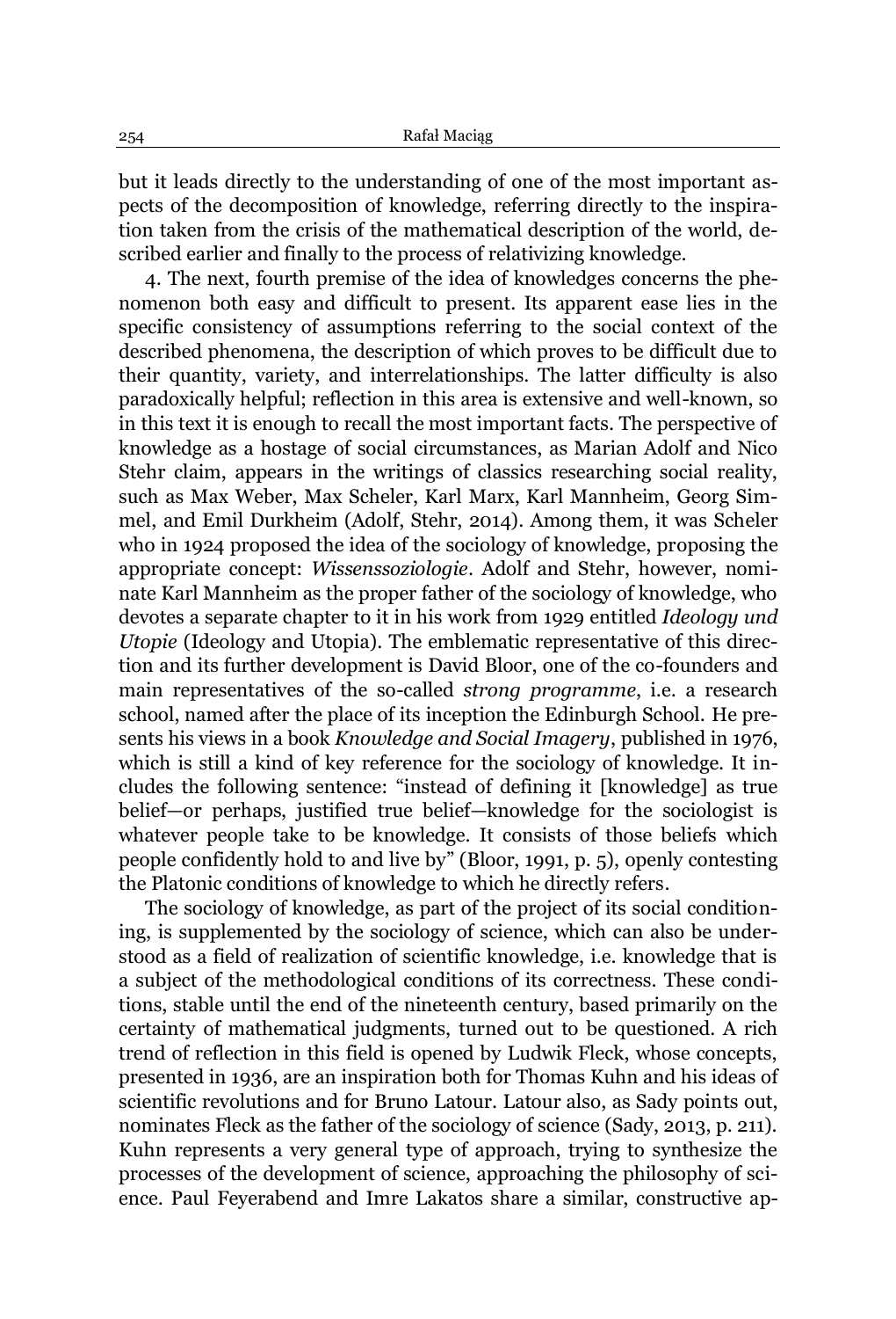but it leads directly to the understanding of one of the most important aspects of the decomposition of knowledge, referring directly to the inspiration taken from the crisis of the mathematical description of the world, described earlier and finally to the process of relativizing knowledge.

4. The next, fourth premise of the idea of knowledges concerns the phenomenon both easy and difficult to present. Its apparent ease lies in the specific consistency of assumptions referring to the social context of the described phenomena, the description of which proves to be difficult due to their quantity, variety, and interrelationships. The latter difficulty is also paradoxically helpful; reflection in this area is extensive and well-known, so in this text it is enough to recall the most important facts. The perspective of knowledge as a hostage of social circumstances, as Marian Adolf and Nico Stehr claim, appears in the writings of classics researching social reality, such as Max Weber, Max Scheler, Karl Marx, Karl Mannheim, Georg Simmel, and Emil Durkheim (Adolf, Stehr, 2014). Among them, it was Scheler who in 1924 proposed the idea of the sociology of knowledge, proposing the appropriate concept: *Wissenssoziologie*. Adolf and Stehr, however, nominate Karl Mannheim as the proper father of the sociology of knowledge, who devotes a separate chapter to it in his work from 1929 entitled *Ideology und Utopie* (Ideology and Utopia). The emblematic representative of this direction and its further development is David Bloor, one of the co-founders and main representatives of the so-called *strong programme*, i.e. a research school, named after the place of its inception the Edinburgh School. He presents his views in a book *Knowledge and Social Imagery*, published in 1976, which is still a kind of key reference for the sociology of knowledge. It includes the following sentence: "instead of defining it [knowledge] as true belief—or perhaps, justified true belief—knowledge for the sociologist is whatever people take to be knowledge. It consists of those beliefs which people confidently hold to and live by" (Bloor, 1991, p. 5), openly contesting the Platonic conditions of knowledge to which he directly refers.

The sociology of knowledge, as part of the project of its social conditioning, is supplemented by the sociology of science, which can also be understood as a field of realization of scientific knowledge, i.e. knowledge that is a subject of the methodological conditions of its correctness. These conditions, stable until the end of the nineteenth century, based primarily on the certainty of mathematical judgments, turned out to be questioned. A rich trend of reflection in this field is opened by Ludwik Fleck, whose concepts, presented in 1936, are an inspiration both for Thomas Kuhn and his ideas of scientific revolutions and for Bruno Latour. Latour also, as Sady points out, nominates Fleck as the father of the sociology of science (Sady, 2013, p. 211). Kuhn represents a very general type of approach, trying to synthesize the processes of the development of science, approaching the philosophy of science. Paul Feyerabend and Imre Lakatos share a similar, constructive ap-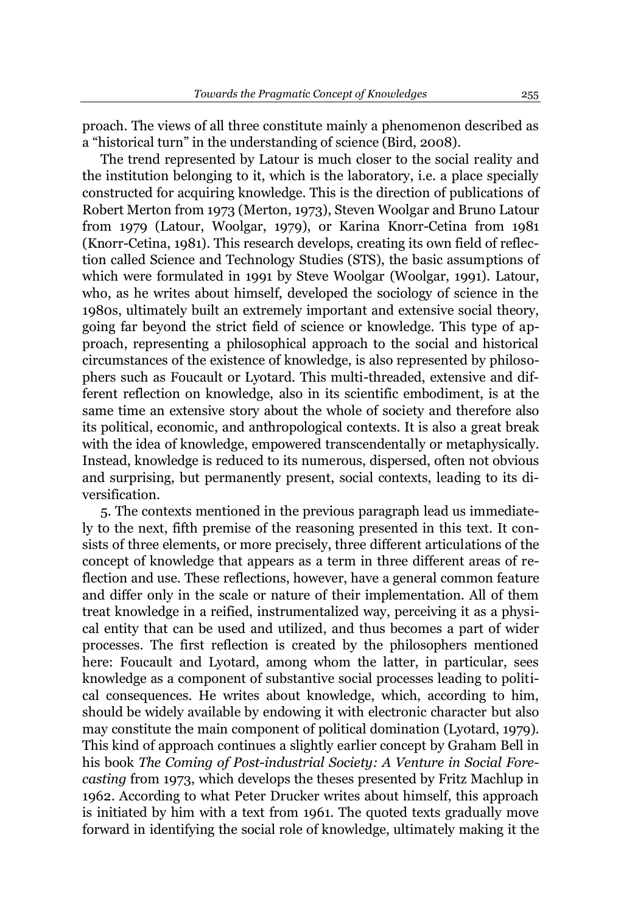proach. The views of all three constitute mainly a phenomenon described as a "historical turn" in the understanding of science (Bird, 2008).

The trend represented by Latour is much closer to the social reality and the institution belonging to it, which is the laboratory, i.e. a place specially constructed for acquiring knowledge. This is the direction of publications of Robert Merton from 1973 (Merton, 1973), Steven Woolgar and Bruno Latour from 1979 (Latour, Woolgar, 1979), or Karina Knorr-Cetina from 1981 (Knorr-Cetina, 1981). This research develops, creating its own field of reflection called Science and Technology Studies (STS), the basic assumptions of which were formulated in 1991 by Steve Woolgar (Woolgar, 1991). Latour, who, as he writes about himself, developed the sociology of science in the 1980s, ultimately built an extremely important and extensive social theory, going far beyond the strict field of science or knowledge. This type of approach, representing a philosophical approach to the social and historical circumstances of the existence of knowledge, is also represented by philosophers such as Foucault or Lyotard. This multi-threaded, extensive and different reflection on knowledge, also in its scientific embodiment, is at the same time an extensive story about the whole of society and therefore also its political, economic, and anthropological contexts. It is also a great break with the idea of knowledge, empowered transcendentally or metaphysically. Instead, knowledge is reduced to its numerous, dispersed, often not obvious and surprising, but permanently present, social contexts, leading to its diversification.

5. The contexts mentioned in the previous paragraph lead us immediately to the next, fifth premise of the reasoning presented in this text. It consists of three elements, or more precisely, three different articulations of the concept of knowledge that appears as a term in three different areas of reflection and use. These reflections, however, have a general common feature and differ only in the scale or nature of their implementation. All of them treat knowledge in a reified, instrumentalized way, perceiving it as a physical entity that can be used and utilized, and thus becomes a part of wider processes. The first reflection is created by the philosophers mentioned here: Foucault and Lyotard, among whom the latter, in particular, sees knowledge as a component of substantive social processes leading to political consequences. He writes about knowledge, which, according to him, should be widely available by endowing it with electronic character but also may constitute the main component of political domination (Lyotard, 1979). This kind of approach continues a slightly earlier concept by Graham Bell in his book *The Coming of Post-industrial Society: A Venture in Social Forecasting* from 1973, which develops the theses presented by Fritz Machlup in 1962. According to what Peter Drucker writes about himself, this approach is initiated by him with a text from 1961. The quoted texts gradually move forward in identifying the social role of knowledge, ultimately making it the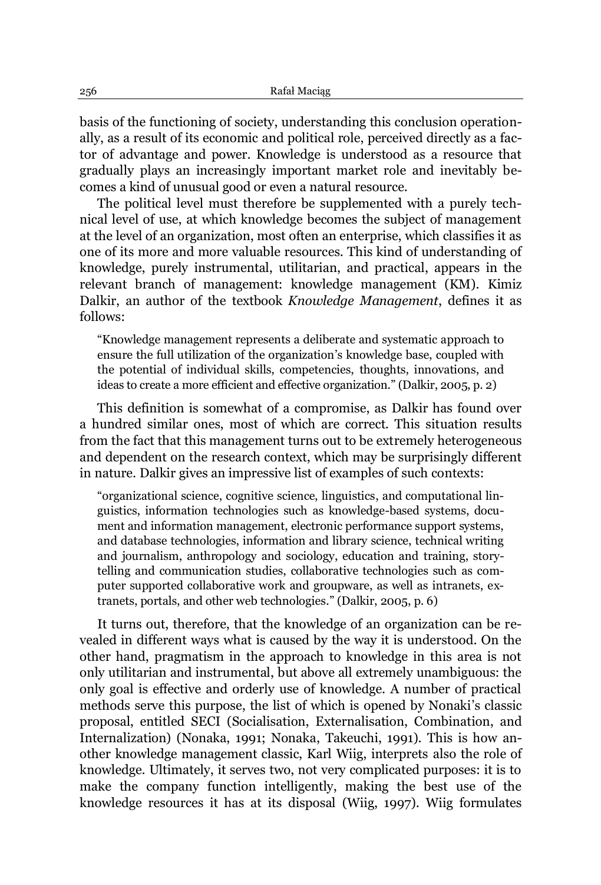basis of the functioning of society, understanding this conclusion operationally, as a result of its economic and political role, perceived directly as a factor of advantage and power. Knowledge is understood as a resource that gradually plays an increasingly important market role and inevitably becomes a kind of unusual good or even a natural resource.

The political level must therefore be supplemented with a purely technical level of use, at which knowledge becomes the subject of management at the level of an organization, most often an enterprise, which classifies it as one of its more and more valuable resources. This kind of understanding of knowledge, purely instrumental, utilitarian, and practical, appears in the relevant branch of management: knowledge management (KM). Kimiz Dalkir, an author of the textbook *Knowledge Management*, defines it as follows:

> "Knowledge management represents a deliberate and systematic approach to ensure the full utilization of the organization's knowledge base, coupled with the potential of individual skills, competencies, thoughts, innovations, and ideas to create a more efficient and effective organization." (Dalkir, 2005, p. 2)

This definition is somewhat of a compromise, as Dalkir has found over a hundred similar ones, most of which are correct. This situation results from the fact that this management turns out to be extremely heterogeneous and dependent on the research context, which may be surprisingly different in nature. Dalkir gives an impressive list of examples of such contexts:

> "organizational science, cognitive science, linguistics, and computational linguistics, information technologies such as knowledge-based systems, document and information management, electronic performance support systems, and database technologies, information and library science, technical writing and journalism, anthropology and sociology, education and training, storytelling and communication studies, collaborative technologies such as computer supported collaborative work and groupware, as well as intranets, extranets, portals, and other web technologies." (Dalkir, 2005, p. 6)

It turns out, therefore, that the knowledge of an organization can be revealed in different ways what is caused by the way it is understood. On the other hand, pragmatism in the approach to knowledge in this area is not only utilitarian and instrumental, but above all extremely unambiguous: the only goal is effective and orderly use of knowledge. A number of practical methods serve this purpose, the list of which is opened by Nonaki's classic proposal, entitled SECI (Socialisation, Externalisation, Combination, and Internalization) (Nonaka, 1991; Nonaka, Takeuchi, 1991). This is how another knowledge management classic, Karl Wiig, interprets also the role of knowledge. Ultimately, it serves two, not very complicated purposes: it is to make the company function intelligently, making the best use of the knowledge resources it has at its disposal (Wiig, 1997). Wiig formulates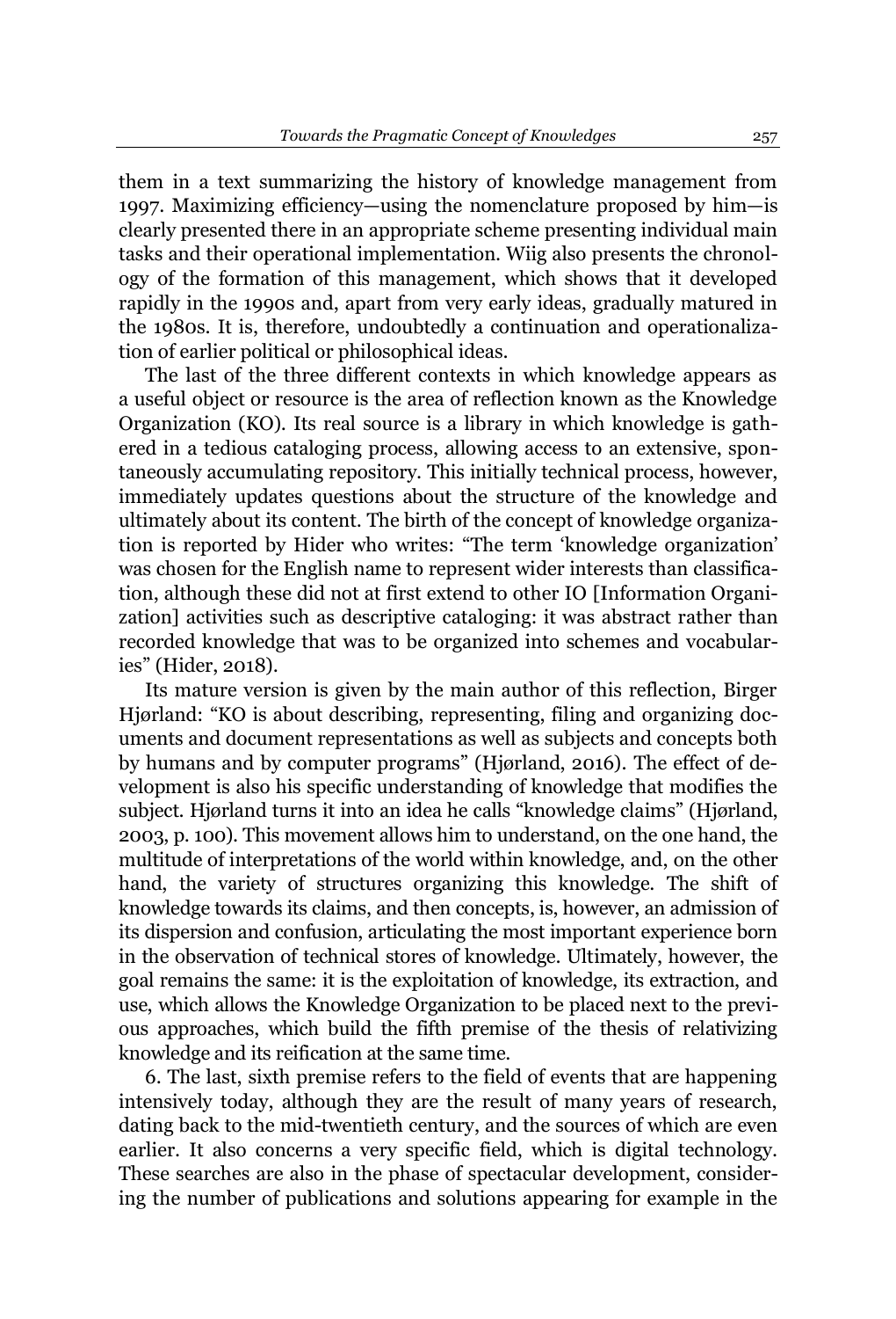them in a text summarizing the history of knowledge management from 1997. Maximizing efficiency—using the nomenclature proposed by him—is clearly presented there in an appropriate scheme presenting individual main tasks and their operational implementation. Wiig also presents the chronology of the formation of this management, which shows that it developed rapidly in the 1990s and, apart from very early ideas, gradually matured in the 1980s. It is, therefore, undoubtedly a continuation and operationalization of earlier political or philosophical ideas.

The last of the three different contexts in which knowledge appears as a useful object or resource is the area of reflection known as the Knowledge Organization (KO). Its real source is a library in which knowledge is gathered in a tedious cataloging process, allowing access to an extensive, spontaneously accumulating repository. This initially technical process, however, immediately updates questions about the structure of the knowledge and ultimately about its content. The birth of the concept of knowledge organization is reported by Hider who writes: "The term 'knowledge organization' was chosen for the English name to represent wider interests than classification, although these did not at first extend to other IO [Information Organization] activities such as descriptive cataloging: it was abstract rather than recorded knowledge that was to be organized into schemes and vocabularies" (Hider, 2018).

Its mature version is given by the main author of this reflection, Birger Hjørland: "KO is about describing, representing, filing and organizing documents and document representations as well as subjects and concepts both by humans and by computer programs" (Hjørland, 2016). The effect of development is also his specific understanding of knowledge that modifies the subject. Hjørland turns it into an idea he calls "knowledge claims" (Hjørland, 2003, p. 100). This movement allows him to understand, on the one hand, the multitude of interpretations of the world within knowledge, and, on the other hand, the variety of structures organizing this knowledge. The shift of knowledge towards its claims, and then concepts, is, however, an admission of its dispersion and confusion, articulating the most important experience born in the observation of technical stores of knowledge. Ultimately, however, the goal remains the same: it is the exploitation of knowledge, its extraction, and use, which allows the Knowledge Organization to be placed next to the previous approaches, which build the fifth premise of the thesis of relativizing knowledge and its reification at the same time.

6. The last, sixth premise refers to the field of events that are happening intensively today, although they are the result of many years of research, dating back to the mid-twentieth century, and the sources of which are even earlier. It also concerns a very specific field, which is digital technology. These searches are also in the phase of spectacular development, considering the number of publications and solutions appearing for example in the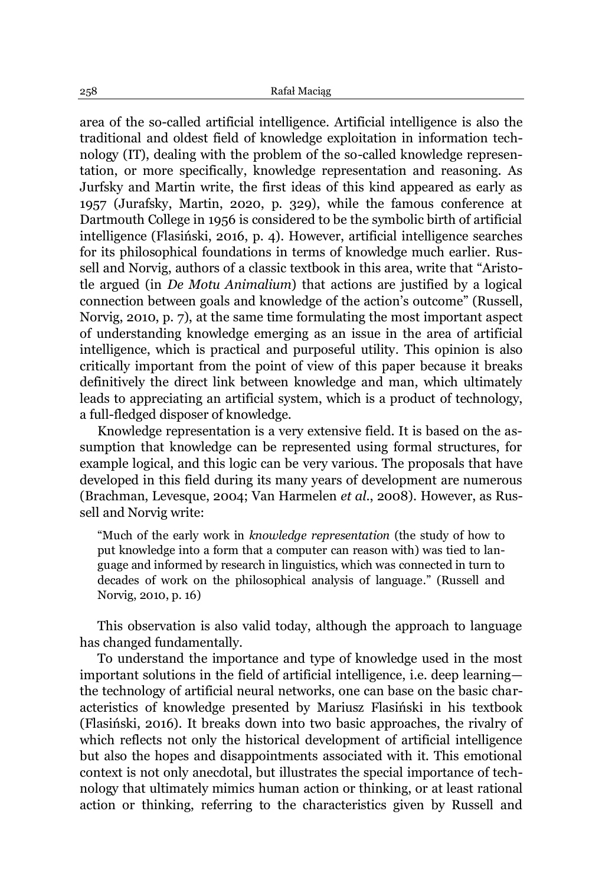area of the so-called artificial intelligence. Artificial intelligence is also the traditional and oldest field of knowledge exploitation in information technology (IT), dealing with the problem of the so-called knowledge representation, or more specifically, knowledge representation and reasoning. As Jurfsky and Martin write, the first ideas of this kind appeared as early as 1957 (Jurafsky, Martin, 2020, p. 329), while the famous conference at Dartmouth College in 1956 is considered to be the symbolic birth of artificial intelligence (Flasiński, 2016, p. 4). However, artificial intelligence searches for its philosophical foundations in terms of knowledge much earlier. Russell and Norvig, authors of a classic textbook in this area, write that "Aristotle argued (in *De Motu Animalium*) that actions are justified by a logical connection between goals and knowledge of the action's outcome" (Russell, Norvig, 2010, p. 7), at the same time formulating the most important aspect of understanding knowledge emerging as an issue in the area of artificial intelligence, which is practical and purposeful utility. This opinion is also critically important from the point of view of this paper because it breaks definitively the direct link between knowledge and man, which ultimately leads to appreciating an artificial system, which is a product of technology, a full-fledged disposer of knowledge.

Knowledge representation is a very extensive field. It is based on the assumption that knowledge can be represented using formal structures, for example logical, and this logic can be very various. The proposals that have developed in this field during its many years of development are numerous (Brachman, Levesque, 2004; Van Harmelen *et al*., 2008). However, as Russell and Norvig write:

> "Much of the early work in *knowledge representation* (the study of how to put knowledge into a form that a computer can reason with) was tied to language and informed by research in linguistics, which was connected in turn to decades of work on the philosophical analysis of language." (Russell and Norvig, 2010, p. 16)

This observation is also valid today, although the approach to language has changed fundamentally.

To understand the importance and type of knowledge used in the most important solutions in the field of artificial intelligence, i.e. deep learning—the technology of artificial neural networks, one can base on the basic characteristics of knowledge presented by Mariusz Flasiński in his textbook (Flasiński, 2016). It breaks down into two basic approaches, the rivalry of which reflects not only the historical development of artificial intelligence but also the hopes and disappointments associated with it. This emotional context is not only anecdotal, but illustrates the special importance of technology that ultimately mimics human action or thinking, or at least rational action or thinking, referring to the characteristics given by Russell and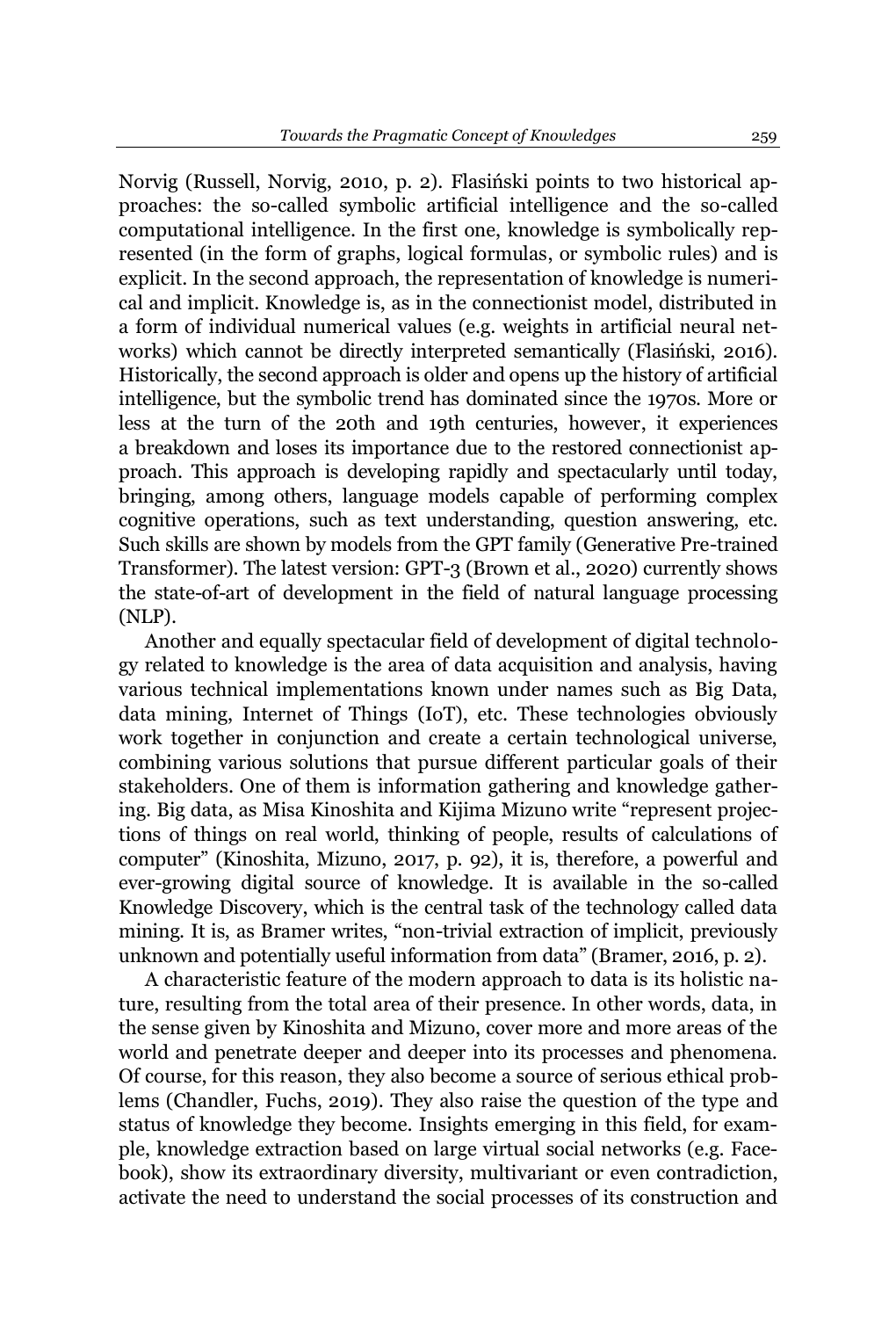Norvig (Russell, Norvig, 2010, p. 2). Flasiński points to two historical approaches: the so-called symbolic artificial intelligence and the so-called computational intelligence. In the first one, knowledge is symbolically represented (in the form of graphs, logical formulas, or symbolic rules) and is explicit. In the second approach, the representation of knowledge is numerical and implicit. Knowledge is, as in the connectionist model, distributed in a form of individual numerical values (e.g. weights in artificial neural networks) which cannot be directly interpreted semantically (Flasiński, 2016). Historically, the second approach is older and opens up the history of artificial intelligence, but the symbolic trend has dominated since the 1970s. More or less at the turn of the 20th and 19th centuries, however, it experiences a breakdown and loses its importance due to the restored connectionist approach. This approach is developing rapidly and spectacularly until today, bringing, among others, language models capable of performing complex cognitive operations, such as text understanding, question answering, etc. Such skills are shown by models from the GPT family (Generative Pre-trained Transformer). The latest version: GPT-3 (Brown et al., 2020) currently shows the state-of-art of development in the field of natural language processing (NLP).

Another and equally spectacular field of development of digital technology related to knowledge is the area of data acquisition and analysis, having various technical implementations known under names such as Big Data, data mining, Internet of Things (IoT), etc. These technologies obviously work together in conjunction and create a certain technological universe, combining various solutions that pursue different particular goals of their stakeholders. One of them is information gathering and knowledge gathering. Big data, as Misa Kinoshita and Kijima Mizuno write "represent projections of things on real world, thinking of people, results of calculations of computer" (Kinoshita, Mizuno, 2017, p. 92), it is, therefore, a powerful and ever-growing digital source of knowledge. It is available in the so-called Knowledge Discovery, which is the central task of the technology called data mining. It is, as Bramer writes, "non-trivial extraction of implicit, previously unknown and potentially useful information from data" (Bramer, 2016, p. 2).

A characteristic feature of the modern approach to data is its holistic nature, resulting from the total area of their presence. In other words, data, in the sense given by Kinoshita and Mizuno, cover more and more areas of the world and penetrate deeper and deeper into its processes and phenomena. Of course, for this reason, they also become a source of serious ethical problems (Chandler, Fuchs, 2019). They also raise the question of the type and status of knowledge they become. Insights emerging in this field, for example, knowledge extraction based on large virtual social networks (e.g. Facebook), show its extraordinary diversity, multivariant or even contradiction, activate the need to understand the social processes of its construction and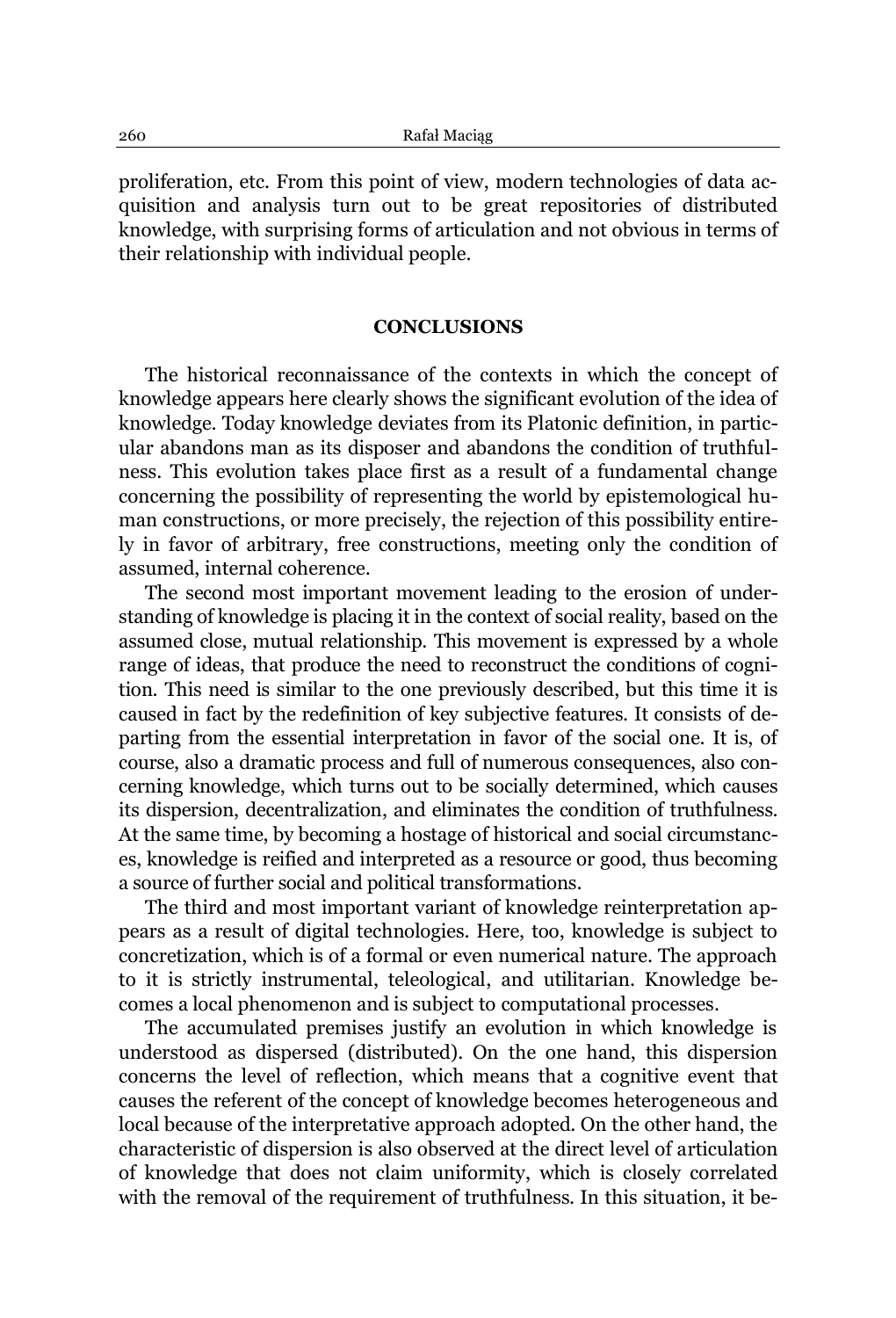proliferation, etc. From this point of view, modern technologies of data acquisition and analysis turn out to be great repositories of distributed knowledge, with surprising forms of articulation and not obvious in terms of their relationship with individual people.

## CONCLUSIONS

The historical reconnaissance of the contexts in which the concept of knowledge appears here clearly shows the significant evolution of the idea of knowledge. Today knowledge deviates from its Platonic definition, in particular abandons man as its disposer and abandons the condition of truthfulness. This evolution takes place first as a result of a fundamental change concerning the possibility of representing the world by epistemological human constructions, or more precisely, the rejection of this possibility entirely in favor of arbitrary, free constructions, meeting only the condition of assumed, internal coherence.

The second most important movement leading to the erosion of understanding of knowledge is placing it in the context of social reality, based on the assumed close, mutual relationship. This movement is expressed by a whole range of ideas, that produce the need to reconstruct the conditions of cognition. This need is similar to the one previously described, but this time it is caused in fact by the redefinition of key subjective features. It consists of departing from the essential interpretation in favor of the social one. It is, of course, also a dramatic process and full of numerous consequences, also concerning knowledge, which turns out to be socially determined, which causes its dispersion, decentralization, and eliminates the condition of truthfulness. At the same time, by becoming a hostage of historical and social circumstances, knowledge is reified and interpreted as a resource or good, thus becoming a source of further social and political transformations.

The third and most important variant of knowledge reinterpretation appears as a result of digital technologies. Here, too, knowledge is subject to concretization, which is of a formal or even numerical nature. The approach to it is strictly instrumental, teleological, and utilitarian. Knowledge becomes a local phenomenon and is subject to computational processes.

The accumulated premises justify an evolution in which knowledge is understood as dispersed (distributed). On the one hand, this dispersion concerns the level of reflection, which means that a cognitive event that causes the referent of the concept of knowledge becomes heterogeneous and local because of the interpretative approach adopted. On the other hand, the characteristic of dispersion is also observed at the direct level of articulation of knowledge that does not claim uniformity, which is closely correlated with the removal of the requirement of truthfulness. In this situation, it be-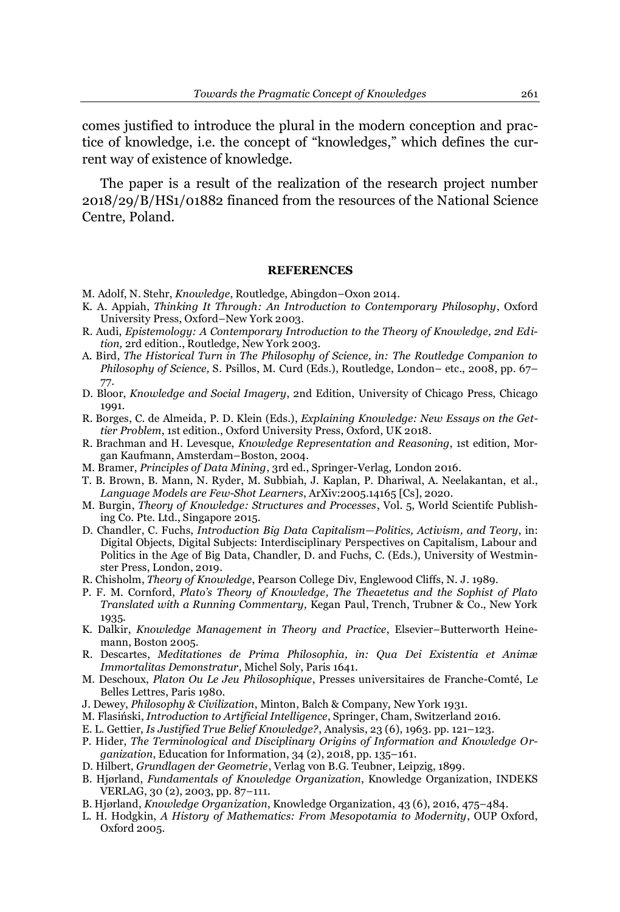comes justified to introduce the plural in the modern conception and practice of knowledge, i.e. the concept of "knowledges," which defines the current way of existence of knowledge.

The paper is a result of the realization of the research project number 2018/29/B/HS1/01882 financed from the resources of the National Science Centre, Poland.

## REFERENCES

M. Adolf, N. Stehr, *Knowledge*, Routledge, Abingdon–Oxon 2014.

K. A. Appiah, *Thinking It Through: An Introduction to Contemporary Philosophy*, Oxford University Press, Oxford–New York 2003.

R. Audi, *Epistemology: A Contemporary Introduction to the Theory of Knowledge, 2nd Edition,* 2rd edition., Routledge, New York 2003.

A. Bird, *The Historical Turn in The Philosophy of Science, in: The Routledge Companion to Philosophy of Science,* S. Psillos, M. Curd (Eds.), Routledge, London– etc., 2008, pp. 67–77.

D. Bloor, *Knowledge and Social Imagery*, 2nd Edition, University of Chicago Press, Chicago 1991.

R. Borges, C. de Almeida, P. D. Klein (Eds.), *Explaining Knowledge: New Essays on the Gettier Problem*, 1st edition., Oxford University Press, Oxford, UK 2018.

R. Brachman and H. Levesque, *Knowledge Representation and Reasoning*, 1st edition, Morgan Kaufmann, Amsterdam–Boston, 2004.

M. Bramer, *Principles of Data Mining*, 3rd ed., Springer-Verlag, London 2016.

T. B. Brown, B. Mann, N. Ryder, M. Subbiah, J. Kaplan, P. Dhariwal, A. Neelakantan, et al., *Language Models are Few-Shot Learners*, ArXiv:2005.14165 [Cs], 2020.

M. Burgin, *Theory of Knowledge: Structures and Processes*, Vol. 5, World Scientifc Publishing Co. Pte. Ltd., Singapore 2015.

D. Chandler, C. Fuchs, *Introduction Big Data Capitalism—Politics, Activism, and Teory*, in: Digital Objects, Digital Subjects: Interdisciplinary Perspectives on Capitalism, Labour and Politics in the Age of Big Data, Chandler, D. and Fuchs, C. (Eds.), University of Westminster Press, London, 2019.

R. Chisholm, *Theory of Knowledge*, Pearson College Div, Englewood Cliffs, N. J. 1989.

P. F. M. Cornford, *Plato's Theory of Knowledge, The Theaetetus and the Sophist of Plato Translated with a Running Commentary,* Kegan Paul, Trench, Trubner & Co., New York 1935.

K. Dalkir, *Knowledge Management in Theory and Practice*, Elsevier–Butterworth Heinemann, Boston 2005.

R. Descartes, *Meditationes de Prima Philosophia, in: Qua Dei Existentia et Animæ Immortalitas Demonstratur*, Michel Soly, Paris 1641.

M. Deschoux, *Platon Ou Le Jeu Philosophique*, Presses universitaires de Franche-Comté, Le Belles Lettres, Paris 1980.

J. Dewey, *Philosophy & Civilization*, Minton, Balch & Company, New York 1931.

M. Flasiński, *Introduction to Artificial Intelligence*, Springer, Cham, Switzerland 2016.

E. L. Gettier, *Is Justified True Belief Knowledge?*, Analysis, 23 (6), 1963. pp. 121–123.

P. Hider, *The Terminological and Disciplinary Origins of Information and Knowledge Organization*, Education for Information, 34 (2), 2018, pp. 135–161.

D. Hilbert, *Grundlagen der Geometrie*, Verlag von B.G. Teubner, Leipzig, 1899.

B. Hjørland, *Fundamentals of Knowledge Organization*, Knowledge Organization, INDEKS VERLAG, 30 (2), 2003, pp. 87–111.

B. Hjørland, *Knowledge Organization*, Knowledge Organization, 43 (6), 2016, 475–484.

L. H. Hodgkin, *A History of Mathematics: From Mesopotamia to Modernity*, OUP Oxford, Oxford 2005.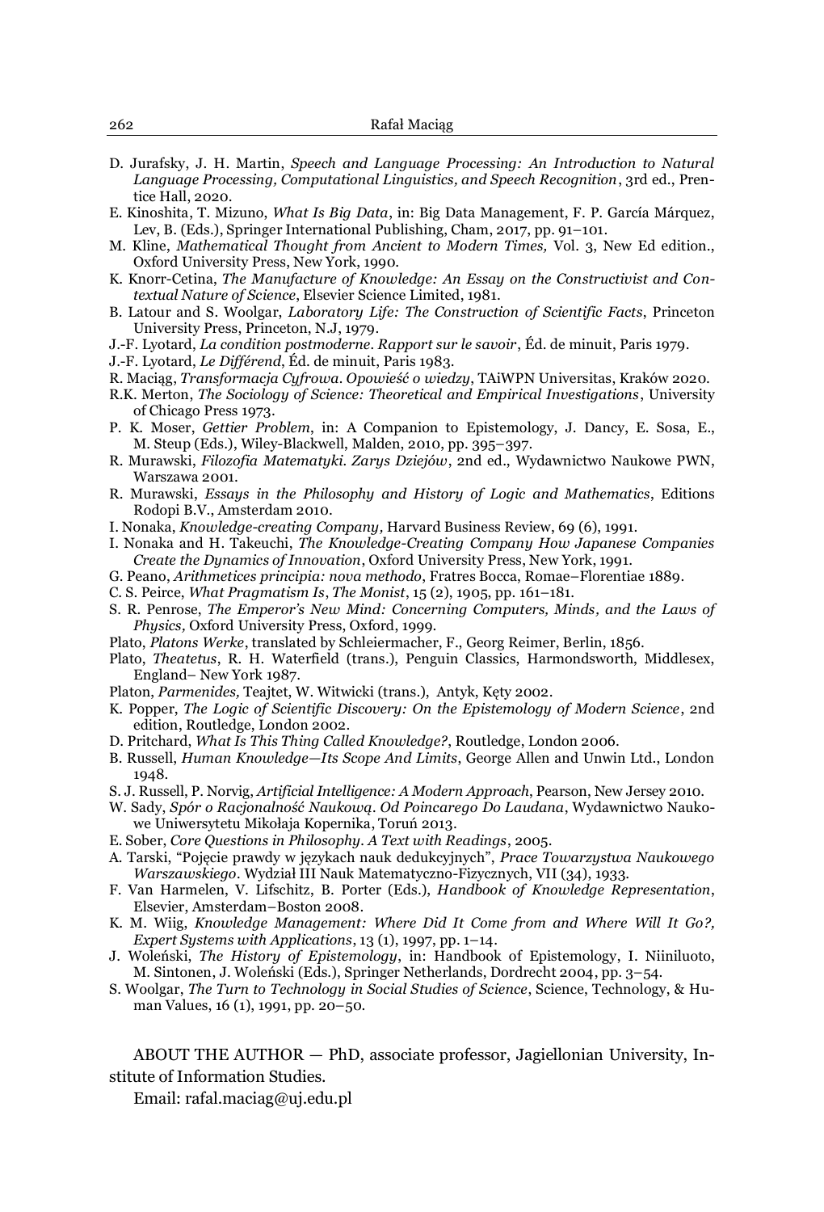D. Jurafsky, J. H. Martin, *Speech and Language Processing: An Introduction to Natural Language Processing, Computational Linguistics, and Speech Recognition*, 3rd ed., Prentice Hall, 2020.

E. Kinoshita, T. Mizuno, *What Is Big Data*, in: Big Data Management, F. P. García Márquez, Lev, B. (Eds.), Springer International Publishing, Cham, 2017, pp. 91–101.

M. Kline, *Mathematical Thought from Ancient to Modern Times,* Vol. 3, New Ed edition., Oxford University Press, New York, 1990.

K. Knorr-Cetina, *The Manufacture of Knowledge: An Essay on the Constructivist and Contextual Nature of Science*, Elsevier Science Limited, 1981.

B. Latour and S. Woolgar, *Laboratory Life: The Construction of Scientific Facts*, Princeton University Press, Princeton, N.J, 1979.

J.-F. Lyotard, *La condition postmoderne. Rapport sur le savoir*, Éd. de minuit, Paris 1979.

J.-F. Lyotard, *Le Différend*, Éd. de minuit, Paris 1983.

R. Maciąg, *Transformacja Cyfrowa. Opowieść o wiedzy*, TAiWPN Universitas, Kraków 2020.

R.K. Merton, *The Sociology of Science: Theoretical and Empirical Investigations*, University of Chicago Press 1973.

P. K. Moser, *Gettier Problem*, in: A Companion to Epistemology, J. Dancy, E. Sosa, E., M. Steup (Eds.), Wiley-Blackwell, Malden, 2010, pp. 395–397.

R. Murawski, *Filozofia Matematyki. Zarys Dziejów*, 2nd ed., Wydawnictwo Naukowe PWN, Warszawa 2001.

R. Murawski, *Essays in the Philosophy and History of Logic and Mathematics*, Editions Rodopi B.V., Amsterdam 2010.

I. Nonaka, *Knowledge-creating Company,* Harvard Business Review, 69 (6), 1991.

I. Nonaka and H. Takeuchi, *The Knowledge-Creating Company How Japanese Companies Create the Dynamics of Innovation*, Oxford University Press, New York, 1991.

G. Peano, *Arithmetices principia: nova methodo*, Fratres Bocca, Romae–Florentiae 1889.

C. S. Peirce, *What Pragmatism Is*, *The Monist*, 15 (2), 1905, pp. 161–181.

S. R. Penrose, *The Emperor's New Mind: Concerning Computers, Minds, and the Laws of Physics,* Oxford University Press, Oxford, 1999.

Plato, *Platons Werke*, translated by Schleiermacher, F., Georg Reimer, Berlin, 1856.

Plato, *Theatetus*, R. H. Waterfield (trans.), Penguin Classics, Harmondsworth, Middlesex, England– New York 1987.

Platon, *Parmenides,* Teajtet, W. Witwicki (trans.), Antyk, Kęty 2002.

K. Popper, *The Logic of Scientific Discovery: On the Epistemology of Modern Science*, 2nd edition, Routledge, London 2002.

D. Pritchard, *What Is This Thing Called Knowledge?*, Routledge, London 2006.

B. Russell, *Human Knowledge—Its Scope And Limits*, George Allen and Unwin Ltd., London 1948.

S. J. Russell, P. Norvig, *Artificial Intelligence: A Modern Approach*, Pearson, New Jersey 2010.

W. Sady, *Spór o Racjonalność Naukową. Od Poincarego Do Laudana*, Wydawnictwo Naukowe Uniwersytetu Mikołaja Kopernika, Toruń 2013.

E. Sober, *Core Questions in Philosophy. A Text with Readings*, 2005.

A. Tarski, "Pojęcie prawdy w językach nauk dedukcyjnych", *Prace Towarzystwa Naukowego Warszawskiego*. Wydział III Nauk Matematyczno-Fizycznych, VII (34), 1933.

F. Van Harmelen, V. Lifschitz, B. Porter (Eds.), *Handbook of Knowledge Representation*, Elsevier, Amsterdam–Boston 2008.

K. M. Wiig, *Knowledge Management: Where Did It Come from and Where Will It Go?, Expert Systems with Applications*, 13 (1), 1997, pp. 1–14.

J. Woleński, *The History of Epistemology*, in: Handbook of Epistemology, I. Niiniluoto, M. Sintonen, J. Woleński (Eds.), Springer Netherlands, Dordrecht 2004, pp. 3–54.

S. Woolgar, *The Turn to Technology in Social Studies of Science*, Science, Technology, & Human Values, 16 (1), 1991, pp. 20–50.

ABOUT THE AUTHOR — PhD, associate professor, Jagiellonian University, Institute of Information Studies.

Email: rafal.maciag@uj.edu.pl